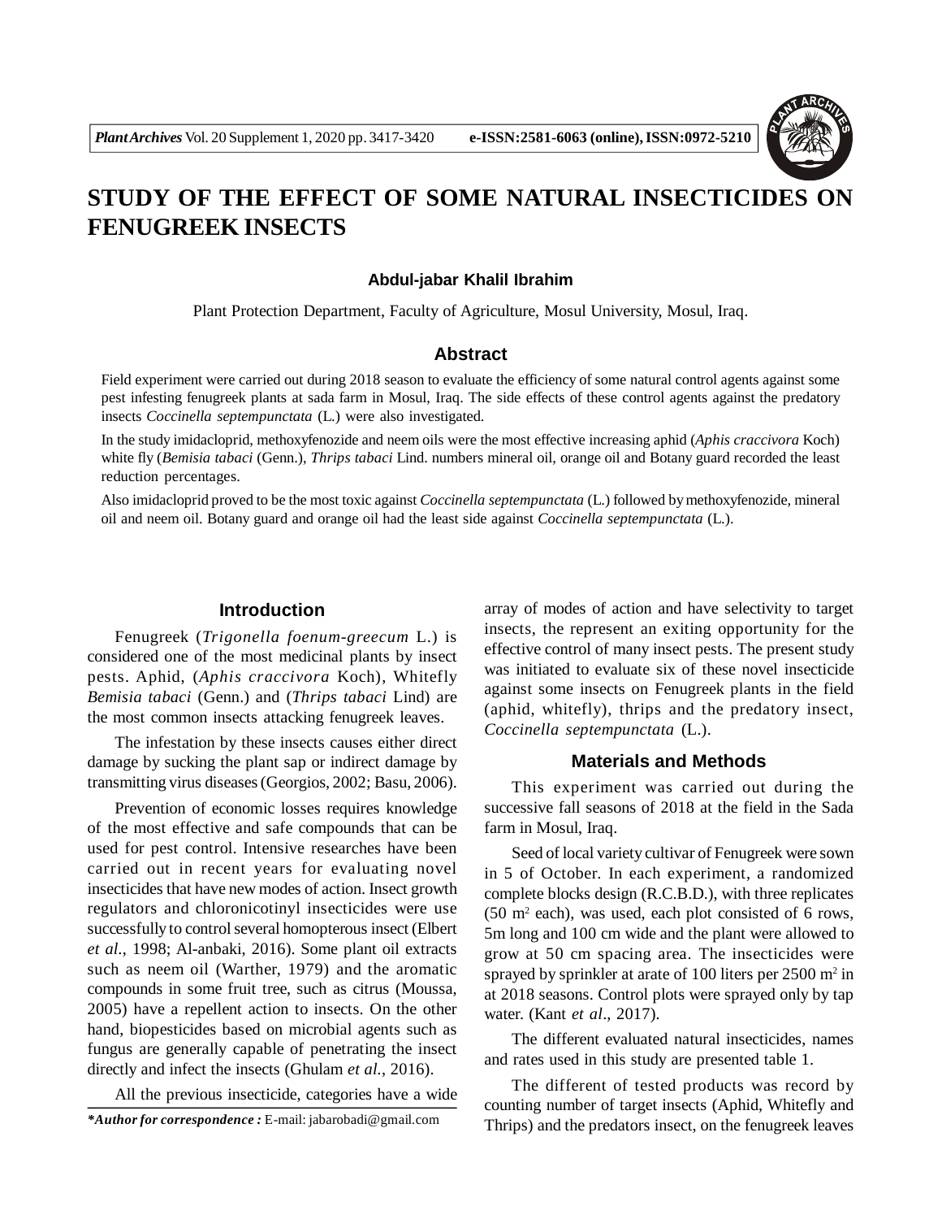# STUDY OF THE EFFECT OF SOME NATURAL INSECTICIDES ON FENUGREEK INSECTS

**Abdul-jabar Khalil Ibrahim**

Plant Protection Department, Faculty of Agriculture, Mosul University, Mosul, Iraq.

## Abstract

Field experiment were carried out during 2018 season to evaluate the efficiency of some natural control agents against some pest infesting fenugreek plants at sada farm in Mosul, Iraq. The side effects of these control agents against the predatory insects *Coccinella septempunctata* (L.) were also investigated.

In the study imidacloprid, methoxyfenozide and neem oils were the most effective increasing aphid (*Aphis craccivora* Koch) white fly (*Bemisia tabaci* (Genn.), *Thrips tabaci* Lind. numbers mineral oil, orange oil and Botany guard recorded the least reduction percentages.

Also imidacloprid proved to be the most toxic against *Coccinella septempunctata* (L.) followed by methoxyfenozide, mineral oil and neem oil. Botany guard and orange oil had the least side against *Coccinella septempunctata* (L.).

## Introduction

Fenugreek (*Trigonella foenum-greecum* L.) is considered one of the most medicinal plants by insect pests. Aphid, (*Aphis craccivora* Koch), Whitefly *Bemisia tabaci* (Genn.) and (*Thrips tabaci* Lind) are the most common insects attacking fenugreek leaves.

The infestation by these insects causes either direct damage by sucking the plant sap or indirect damage by transmitting virus diseases (Georgios, 2002; Basu, 2006).

Prevention of economic losses requires knowledge of the most effective and safe compounds that can be used for pest control. Intensive researches have been carried out in recent years for evaluating novel insecticides that have new modes of action. Insect growth regulators and chloronicotinyl insecticides were use successfully to control several homopterous insect (Elbert *et al.*, 1998; Al-anbaki, 2016). Some plant oil extracts such as neem oil (Warther, 1979) and the aromatic compounds in some fruit tree, such as citrus (Moussa, 2005) have a repellent action to insects. On the other hand, biopesticides based on microbial agents such as fungus are generally capable of penetrating the insect directly and infect the insects (Ghulam *et al.*, 2016).

All the previous insecticide, categories have a wide array of modes of action and have selectivity to target insects, the represent an exiting opportunity for the effective control of many insect pests. The present study was initiated to evaluate six of these novel insecticide against some insects on Fenugreek plants in the field (aphid, whitefly), thrips and the predatory insect, *Coccinella septempunctata* (L.).

***Author for correspondence :** E-mail: jabarobadi@gmail.com

## Materials and Methods

This experiment was carried out during the successive fall seasons of 2018 at the field in the Sada farm in Mosul, Iraq.

Seed of local variety cultivar of Fenugreek were sown in 5 of October. In each experiment, a randomized complete blocks design (R.C.B.D.), with three replicates (50 $m^2$ each), was used, each plot consisted of 6 rows, 5m long and 100 cm wide and the plant were allowed to grow at 50 cm spacing area. The insecticides were sprayed by sprinkler at arate of 100 liters per 2500 $m^2$ in at 2018 seasons. Control plots were sprayed only by tap water. (Kant *et al*., 2017).

The different evaluated natural insecticides, names and rates used in this study are presented table 1.

The different of tested products was record by counting number of target insects (Aphid, Whitefly and Thrips) and the predators insect, on the fenugreek leaves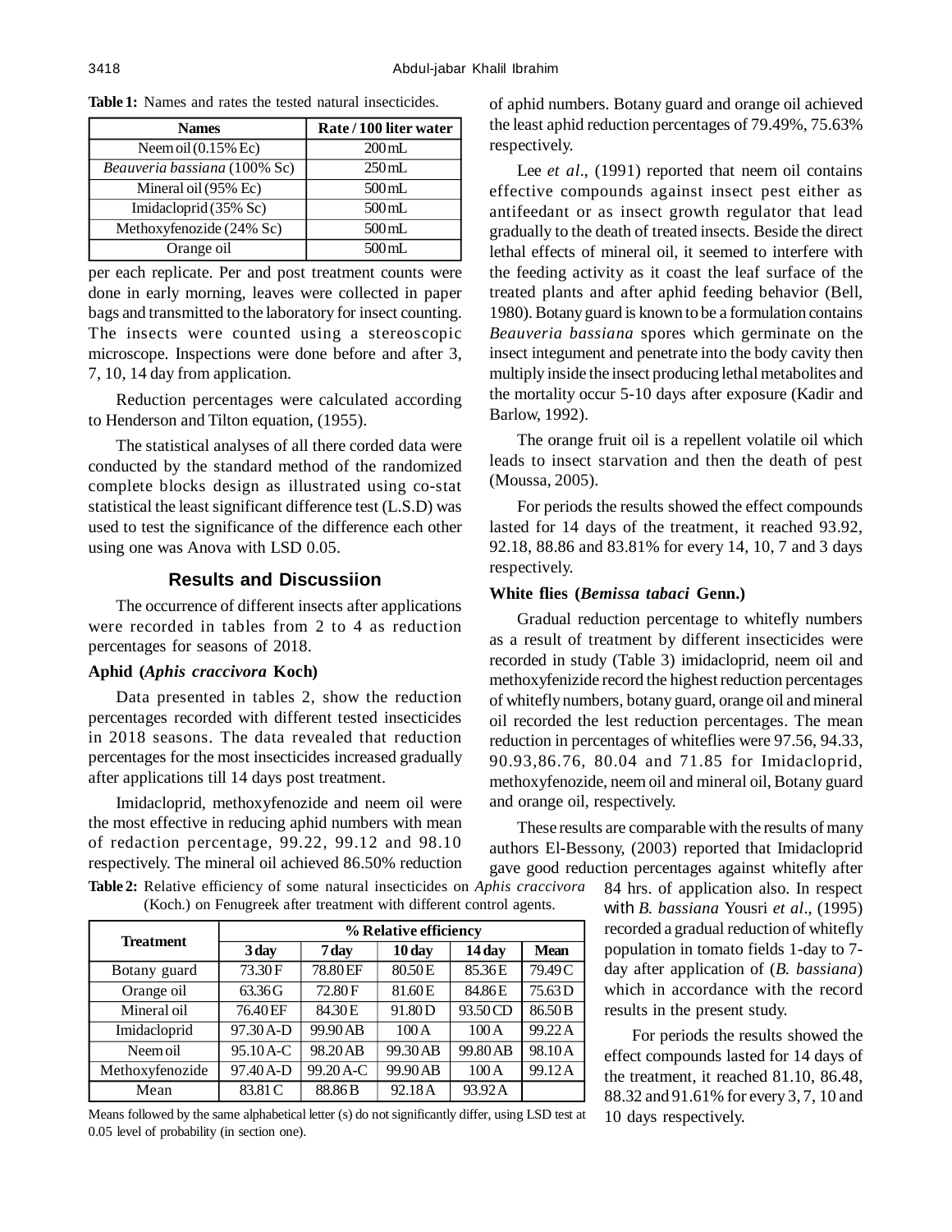**Table 1:** Names and rates the tested natural insecticides.

| Names | Rate / 100 liter water |
|---|---|
| Neem oil (0.15% Ec) | 200 mL |
| *Beauveria bassiana* (100% Sc) | 250 mL |
| Mineral oil (95% Ec) | 500 mL |
| Imidacloprid (35% Sc) | 500 mL |
| Methoxyfenozide (24% Sc) | 500 mL |
| Orange oil | 500 mL |

per each replicate. Per and post treatment counts were done in early morning, leaves were collected in paper bags and transmitted to the laboratory for insect counting. The insects were counted using a stereoscopic microscope. Inspections were done before and after 3, 7, 10, 14 day from application.

Reduction percentages were calculated according to Henderson and Tilton equation, (1955).

The statistical analyses of all there corded data were conducted by the standard method of the randomized complete blocks design as illustrated using co-stat statistical the least significant difference test (L.S.D) was used to test the significance of the difference each other using one was Anova with LSD 0.05.

## Results and Discussiion

The occurrence of different insects after applications were recorded in tables from 2 to 4 as reduction percentages for seasons of 2018.

### Aphid (*Aphis craccivora* Koch)

Data presented in tables 2, show the reduction percentages recorded with different tested insecticides in 2018 seasons. The data revealed that reduction percentages for the most insecticides increased gradually after applications till 14 days post treatment.

Imidacloprid, methoxyfenozide and neem oil were the most effective in reducing aphid numbers with mean of redaction percentage, 99.22, 99.12 and 98.10 respectively. The mineral oil achieved 86.50% reduction of aphid numbers. Botany guard and orange oil achieved the least aphid reduction percentages of 79.49%, 75.63% respectively.

**Table 2:** Relative efficiency of some natural insecticides on *Aphis craccivora* (Koch.) on Fenugreek after treatment with different control agents.

| Treatment | % Relative efficiency | | | | |
|---|---|---|---|---|---|
| | 3 day | 7 day | 10 day | 14 day | Mean |
| Botany guard | 73.30 F | 78.80 EF | 80.50 E | 85.36 E | 79.49 C |
| Orange oil | 63.36 G | 72.80 F | 81.60 E | 84.86 E | 75.63 D |
| Mineral oil | 76.40 EF | 84.30 E | 91.80 D | 93.50 CD | 86.50 B |
| Imidacloprid | 97.30 A-D | 99.90 AB | 100 A | 100 A | 99.22 A |
| Neem oil | 95.10 A-C | 98.20 AB | 99.30 AB | 99.80 AB | 98.10 A |
| Methoxyfenozide | 97.40 A-D | 99.20 A-C | 99.90 AB | 100 A | 99.12 A |
| Mean | 83.81 C | 88.86 B | 92.18 A | 93.92 A | |

Means followed by the same alphabetical letter (s) do not significantly differ, using LSD test at 0.05 level of probability (in section one).

Lee *et al*., (1991) reported that neem oil contains effective compounds against insect pest either as antifeedant or as insect growth regulator that lead gradually to the death of treated insects. Beside the direct lethal effects of mineral oil, it seemed to interfere with the feeding activity as it coast the leaf surface of the treated plants and after aphid feeding behavior (Bell, 1980). Botany guard is known to be a formulation contains *Beauveria bassiana* spores which germinate on the insect integument and penetrate into the body cavity then multiply inside the insect producing lethal metabolites and the mortality occur 5-10 days after exposure (Kadir and Barlow, 1992).

The orange fruit oil is a repellent volatile oil which leads to insect starvation and then the death of pest (Moussa, 2005).

For periods the results showed the effect compounds lasted for 14 days of the treatment, it reached 93.92, 92.18, 88.86 and 83.81% for every 14, 10, 7 and 3 days respectively.

### White flies (*Bemissa tabaci* Genn.)

Gradual reduction percentage to whitefly numbers as a result of treatment by different insecticides were recorded in study (Table 3) imidacloprid, neem oil and methoxyfenizide record the highest reduction percentages of whitefly numbers, botany guard, orange oil and mineral oil recorded the lest reduction percentages. The mean reduction in percentages of whiteflies were 97.56, 94.33, 90.93, 86.76, 80.04 and 71.85 for Imidacloprid, methoxyfenozide, neem oil and mineral oil, Botany guard and orange oil, respectively.

These results are comparable with the results of many authors El-Bessony, (2003) reported that Imidacloprid gave good reduction percentages against whitefly after 84 hrs. of application also. In respect with *B. bassiana* Yousri *et al*., (1995) recorded a gradual reduction of whitefly population in tomato fields 1-day to 7-day after application of (*B. bassiana*) which in accordance with the record results in the present study.

For periods the results showed the effect compounds lasted for 14 days of the treatment, it reached 81.10, 86.48, 88.32 and 91.61% for every 3, 7, 10 and 10 days respectively.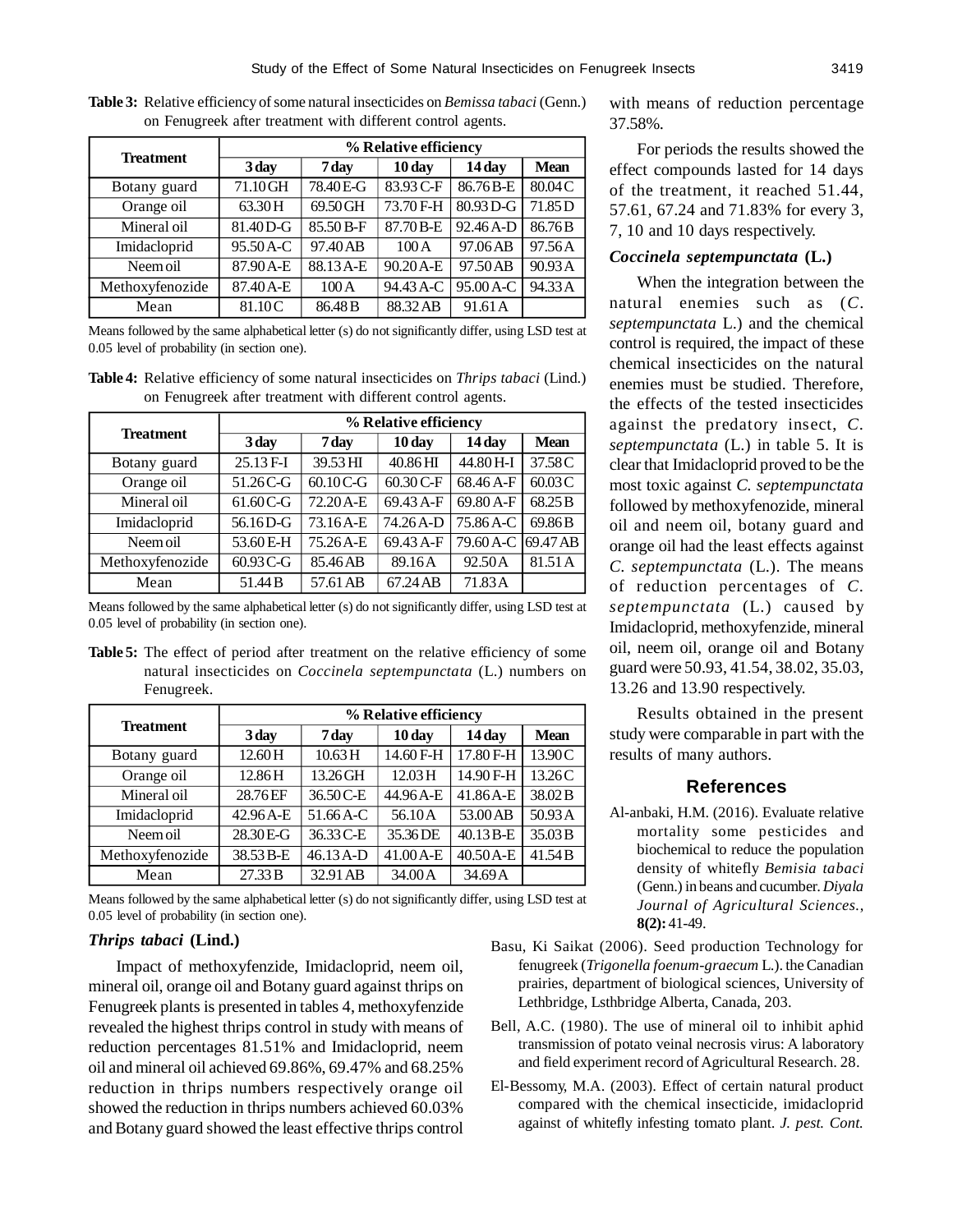**Table 3:** Relative efficiency of some natural insecticides on *Bemissa tabaci* (Genn.) on Fenugreek after treatment with different control agents.

| Treatment | % Relative efficiency | | | | |
|---|---|---|---|---|---|
| | 3 day | 7 day | 10 day | 14 day | Mean |
| Botany guard | 71.10 GH | 78.40 E-G | 83.93 C-F | 86.76 B-E | 80.04 C |
| Orange oil | 63.30 H | 69.50 GH | 73.70 F-H | 80.93 D-G | 71.85 D |
| Mineral oil | 81.40 D-G | 85.50 B-F | 87.70 B-E | 92.46 A-D | 86.76 B |
| Imidacloprid | 95.50 A-C | 97.40 AB | 100 A | 97.06 AB | 97.56 A |
| Neem oil | 87.90 A-E | 88.13 A-E | 90.20 A-E | 97.50 AB | 90.93 A |
| Methoxyfenozide | 87.40 A-E | 100 A | 94.43 A-C | 95.00 A-C | 94.33 A |
| Mean | 81.10 C | 86.48 B | 88.32 AB | 91.61 A | |

Means followed by the same alphabetical letter (s) do not significantly differ, using LSD test at 0.05 level of probability (in section one).

**Table 4:** Relative efficiency of some natural insecticides on *Thrips tabaci* (Lind.) on Fenugreek after treatment with different control agents.

| Treatment | % Relative efficiency | | | | |
|---|---|---|---|---|---|
| | 3 day | 7 day | 10 day | 14 day | Mean |
| Botany guard | 25.13 F-I | 39.53 HI | 40.86 HI | 44.80 H-I | 37.58 C |
| Orange oil | 51.26 C-G | 60.10 C-G | 60.30 C-F | 68.46 A-F | 60.03 C |
| Mineral oil | 61.60 C-G | 72.20 A-E | 69.43 A-F | 69.80 A-F | 68.25 B |
| Imidacloprid | 56.16 D-G | 73.16 A-E | 74.26 A-D | 75.86 A-C | 69.86 B |
| Neem oil | 53.60 E-H | 75.26 A-E | 69.43 A-F | 79.60 A-C | 69.47 AB |
| Methoxyfenozide | 60.93 C-G | 85.46 AB | 89.16 A | 92.50 A | 81.51 A |
| Mean | 51.44 B | 57.61 AB | 67.24 AB | 71.83 A | |

Means followed by the same alphabetical letter (s) do not significantly differ, using LSD test at 0.05 level of probability (in section one).

**Table 5:** The effect of period after treatment on the relative efficiency of some natural insecticides on *Coccinela septempunctata* (L.) numbers on Fenugreek.

| Treatment | % Relative efficiency | | | | |
|---|---|---|---|---|---|
| | 3 day | 7 day | 10 day | 14 day | Mean |
| Botany guard | 12.60 H | 10.63 H | 14.60 F-H | 17.80 F-H | 13.90 C |
| Orange oil | 12.86 H | 13.26 GH | 12.03 H | 14.90 F-H | 13.26 C |
| Mineral oil | 28.76 EF | 36.50 C-E | 44.96 A-E | 41.86 A-E | 38.02 B |
| Imidacloprid | 42.96 A-E | 51.66 A-C | 56.10 A | 53.00 AB | 50.93 A |
| Neem oil | 28.30 E-G | 36.33 C-E | 35.36 DE | 40.13 B-E | 35.03 B |
| Methoxyfenozide | 38.53 B-E | 46.13 A-D | 41.00 A-E | 40.50 A-E | 41.54 B |
| Mean | 27.33 B | 32.91 AB | 34.00 A | 34.69 A | |

Means followed by the same alphabetical letter (s) do not significantly differ, using LSD test at 0.05 level of probability (in section one).

### *Thrips tabaci* (Lind.)

Impact of methoxyfenzide, Imidacloprid, neem oil, mineral oil, orange oil and Botany guard against thrips on Fenugreek plants is presented in tables 4, methoxyfenzide revealed the highest thrips control in study with means of reduction percentages 81.51% and Imidacloprid, neem oil and mineral oil achieved 69.86%, 69.47% and 68.25% reduction in thrips numbers respectively orange oil showed the reduction in thrips numbers achieved 60.03% and Botany guard showed the least effective thrips control with means of reduction percentage 37.58%.

For periods the results showed the effect compounds lasted for 14 days of the treatment, it reached 51.44, 57.61, 67.24 and 71.83% for every 3, 7, 10 and 10 days respectively.

### *Coccinela septempunctata* (L.)

When the integration between the natural enemies such as (*C. septempunctata* L.) and the chemical control is required, the impact of these chemical insecticides on the natural enemies must be studied. Therefore, the effects of the tested insecticides against the predatory insect, *C. septempunctata* (L.) in table 5. It is clear that Imidacloprid proved to be the most toxic against *C. septempunctata* followed by methoxyfenozide, mineral oil and neem oil, botany guard and orange oil had the least effects against *C. septempunctata* (L.). The means of reduction percentages of *C. septempunctata* (L.) caused by Imidacloprid, methoxyfenzide, mineral oil, neem oil, orange oil and Botany guard were 50.93, 41.54, 38.02, 35.03, 13.26 and 13.90 respectively.

Results obtained in the present study were comparable in part with the results of many authors.

## References

Al-anbaki, H.M. (2016). Evaluate relative mortality some pesticides and biochemical to reduce the population density of whitefly *Bemisia tabaci* (Genn.) in beans and cucumber. *Diyala Journal of Agricultural Sciences.*, **8(2):** 41-49.

Basu, Ki Saikat (2006). Seed production Technology for fenugreek (*Trigonella foenum-graecum* L.). the Canadian prairies, department of biological sciences, University of Lethbridge, Lsthbridge Alberta, Canada, 203.

Bell, A.C. (1980). The use of mineral oil to inhibit aphid transmission of potato veinal necrosis virus: A laboratory and field experiment record of Agricultural Research. 28.

El-Bessomy, M.A. (2003). Effect of certain natural product compared with the chemical insecticide, imidacloprid against of whitefly infesting tomato plant. *J. pest. Cont.*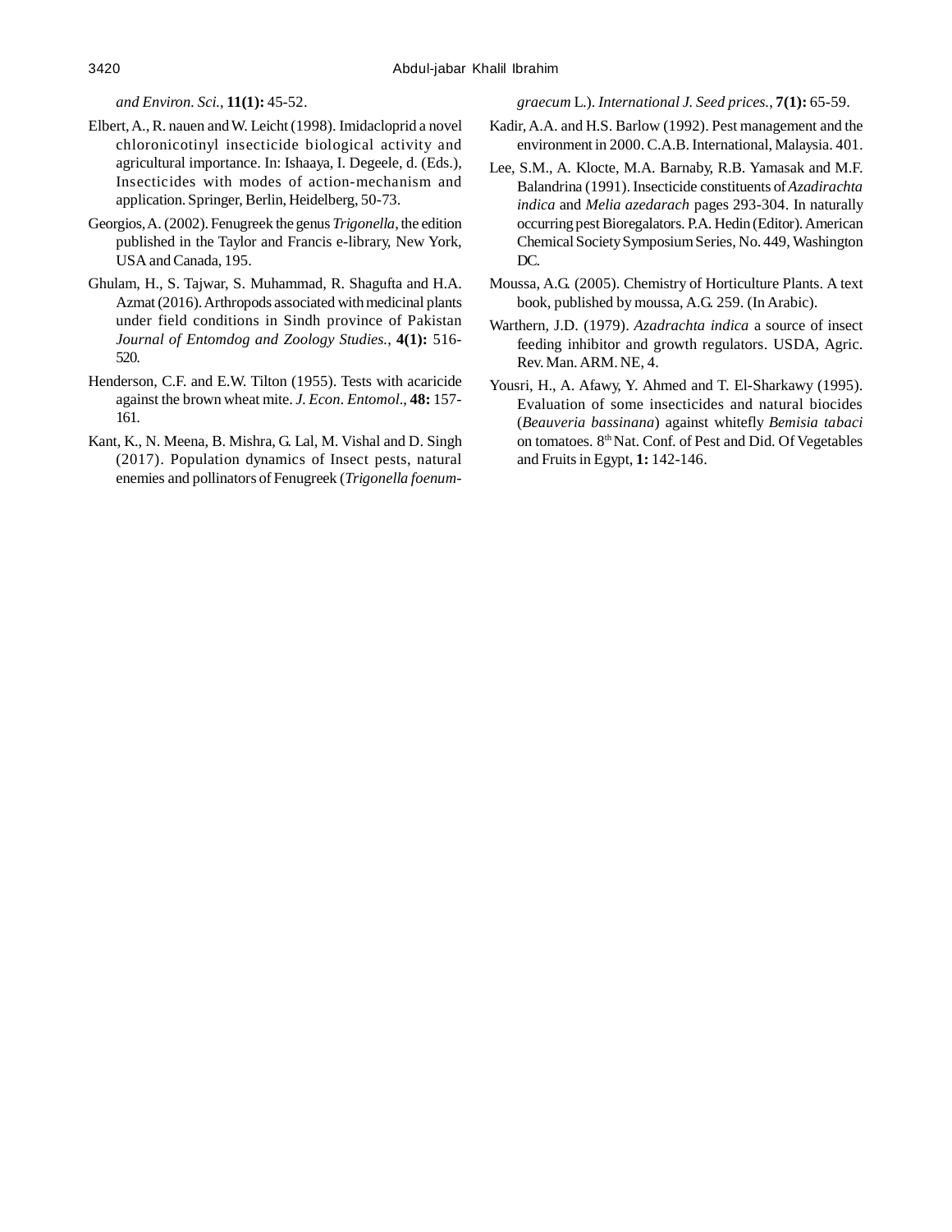*and Environ. Sci.*, **11(1):** 45-52.

Elbert, A., R. nauen and W. Leicht (1998). Imidacloprid a novel chloronicotinyl insecticide biological activity and agricultural importance. In: Ishaaya, I. Degeele, d. (Eds.), Insecticides with modes of action-mechanism and application. Springer, Berlin, Heidelberg, 50-73.

Georgios, A. (2002). Fenugreek the genus *Trigonella*, the edition published in the Taylor and Francis e-library, New York, USA and Canada, 195.

Ghulam, H., S. Tajwar, S. Muhammad, R. Shagufta and H.A. Azmat (2016). Arthropods associated with medicinal plants under field conditions in Sindh province of Pakistan *Journal of Entomdog and Zoology Studies.*, **4(1):** 516-520.

Henderson, C.F. and E.W. Tilton (1955). Tests with acaricide against the brown wheat mite. *J. Econ. Entomol.*, **48:** 157-161.

Kant, K., N. Meena, B. Mishra, G. Lal, M. Vishal and D. Singh (2017). Population dynamics of Insect pests, natural enemies and pollinators of Fenugreek (*Trigonella foenum-graecum* L.). *International J. Seed prices.*, **7(1):** 65-59.

Kadir, A.A. and H.S. Barlow (1992). Pest management and the environment in 2000. C.A.B. International, Malaysia. 401.

Lee, S.M., A. Klocte, M.A. Barnaby, R.B. Yamasak and M.F. Balandrina (1991). Insecticide constituents of *Azadirachta indica* and *Melia azedarach* pages 293-304. In naturally occurring pest Bioregalators. P.A. Hedin (Editor). American Chemical Society Symposium Series, No. 449, Washington DC.

Moussa, A.G. (2005). Chemistry of Horticulture Plants. A text book, published by moussa, A.G. 259. (In Arabic).

Warthern, J.D. (1979). *Azadrachta indica* a source of insect feeding inhibitor and growth regulators. USDA, Agric. Rev. Man. ARM. NE, 4.

Yousri, H., A. Afawy, Y. Ahmed and T. El-Sharkawy (1995). Evaluation of some insecticides and natural biocides (*Beauveria bassinana*) against whitefly *Bemisia tabaci* on tomatoes. 8th Nat. Conf. of Pest and Did. Of Vegetables and Fruits in Egypt, **1:** 142-146.